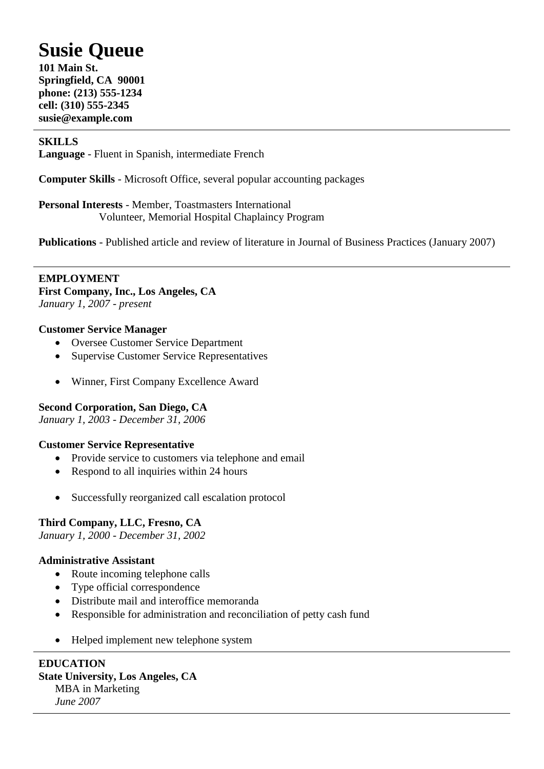# Susie Queue

**101 Main St.**
**Springfield, CA 90001**
**phone: (213) 555-1234**
**cell: (310) 555-2345**
**susie@example.com**

---

**SKILLS**

**Language** - Fluent in Spanish, intermediate French

**Computer Skills** - Microsoft Office, several popular accounting packages

**Personal Interests** - Member, Toastmasters International
Volunteer, Memorial Hospital Chaplaincy Program

**Publications** - Published article and review of literature in Journal of Business Practices (January 2007)

---

**EMPLOYMENT**

**First Company, Inc., Los Angeles, CA**
*January 1, 2007 - present*

**Customer Service Manager**

- Oversee Customer Service Department
- Supervise Customer Service Representatives

- Winner, First Company Excellence Award

**Second Corporation, San Diego, CA**
*January 1, 2003 - December 31, 2006*

**Customer Service Representative**

- Provide service to customers via telephone and email
- Respond to all inquiries within 24 hours

- Successfully reorganized call escalation protocol

**Third Company, LLC, Fresno, CA**
*January 1, 2000 - December 31, 2002*

**Administrative Assistant**

- Route incoming telephone calls
- Type official correspondence
- Distribute mail and interoffice memoranda
- Responsible for administration and reconciliation of petty cash fund

- Helped implement new telephone system

---

**EDUCATION**

**State University, Los Angeles, CA**
MBA in Marketing
*June 2007*

---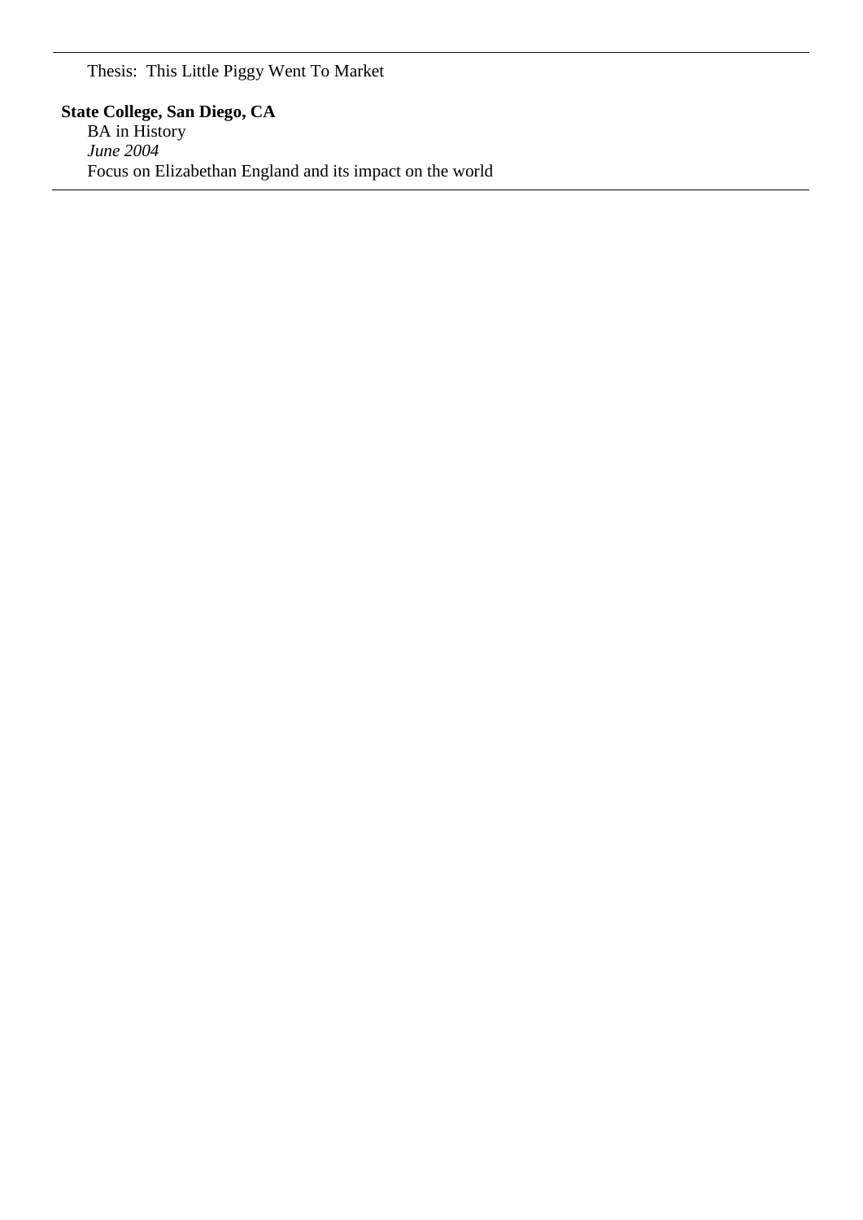Thesis: This Little Piggy Went To Market

**State College, San Diego, CA**

BA in History

*June 2004*

Focus on Elizabethan England and its impact on the world